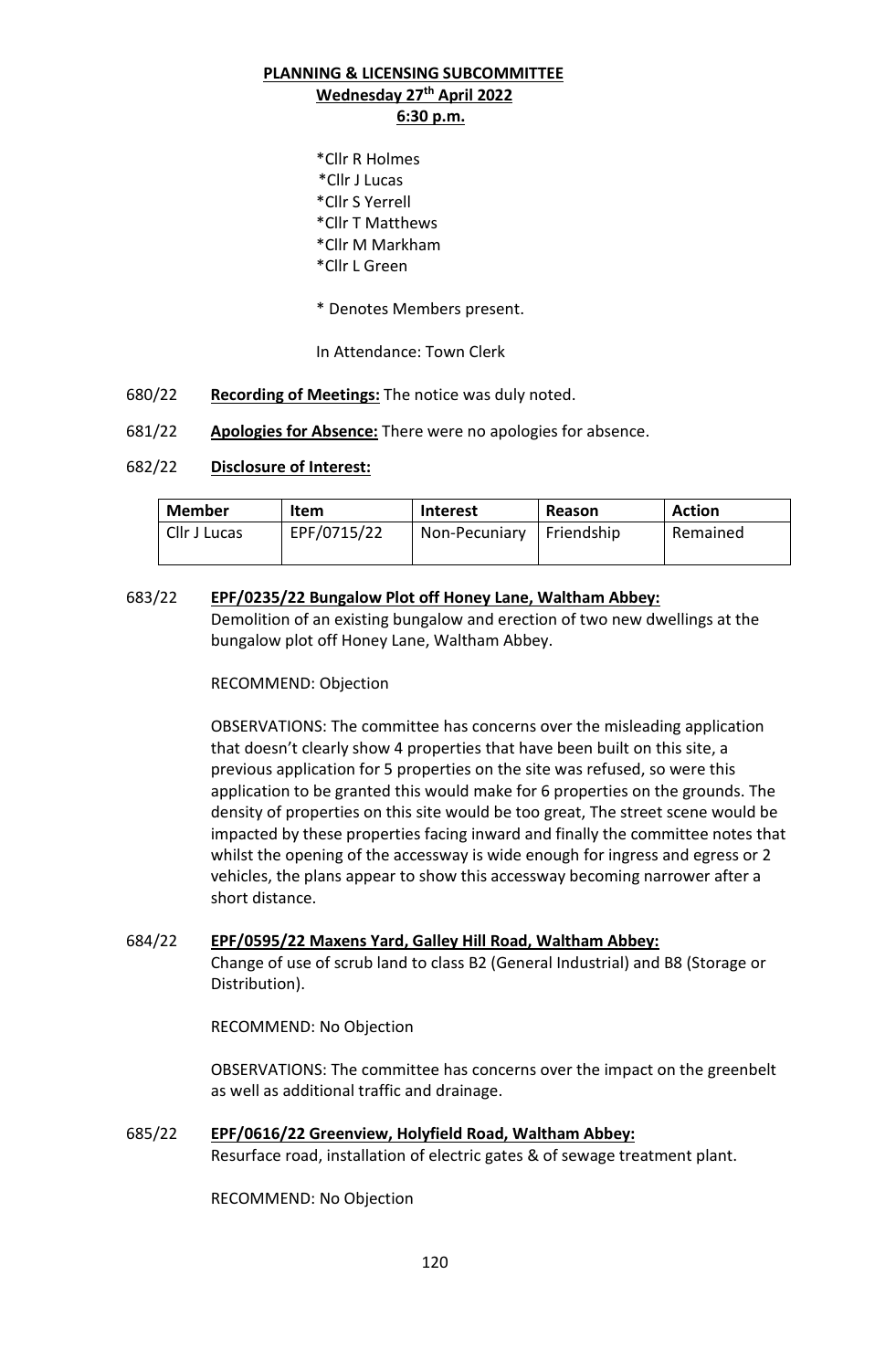**PLANNING & LICENSING SUBCOMMITTEE**
**Wednesday 27th April 2022**
**6:30 p.m.**

*Cllr R Holmes
*Cllr J Lucas
*Cllr S Yerrell
*Cllr T Matthews
*Cllr M Markham
*Cllr L Green

* Denotes Members present.

In Attendance: Town Clerk

680/22 **Recording of Meetings:** The notice was duly noted.

681/22 **Apologies for Absence:** There were no apologies for absence.

682/22 **Disclosure of Interest:**

| Member | Item | Interest | Reason | Action |
|---|---|---|---|---|
| Cllr J Lucas | EPF/0715/22 | Non-Pecuniary | Friendship | Remained |

683/22 **EPF/0235/22 Bungalow Plot off Honey Lane, Waltham Abbey:**
Demolition of an existing bungalow and erection of two new dwellings at the bungalow plot off Honey Lane, Waltham Abbey.

RECOMMEND: Objection

OBSERVATIONS: The committee has concerns over the misleading application that doesn't clearly show 4 properties that have been built on this site, a previous application for 5 properties on the site was refused, so were this application to be granted this would make for 6 properties on the grounds. The density of properties on this site would be too great, The street scene would be impacted by these properties facing inward and finally the committee notes that whilst the opening of the accessway is wide enough for ingress and egress or 2 vehicles, the plans appear to show this accessway becoming narrower after a short distance.

684/22 **EPF/0595/22 Maxens Yard, Galley Hill Road, Waltham Abbey:**
Change of use of scrub land to class B2 (General Industrial) and B8 (Storage or Distribution).

RECOMMEND: No Objection

OBSERVATIONS: The committee has concerns over the impact on the greenbelt as well as additional traffic and drainage.

685/22 **EPF/0616/22 Greenview, Holyfield Road, Waltham Abbey:**
Resurface road, installation of electric gates & of sewage treatment plant.

RECOMMEND: No Objection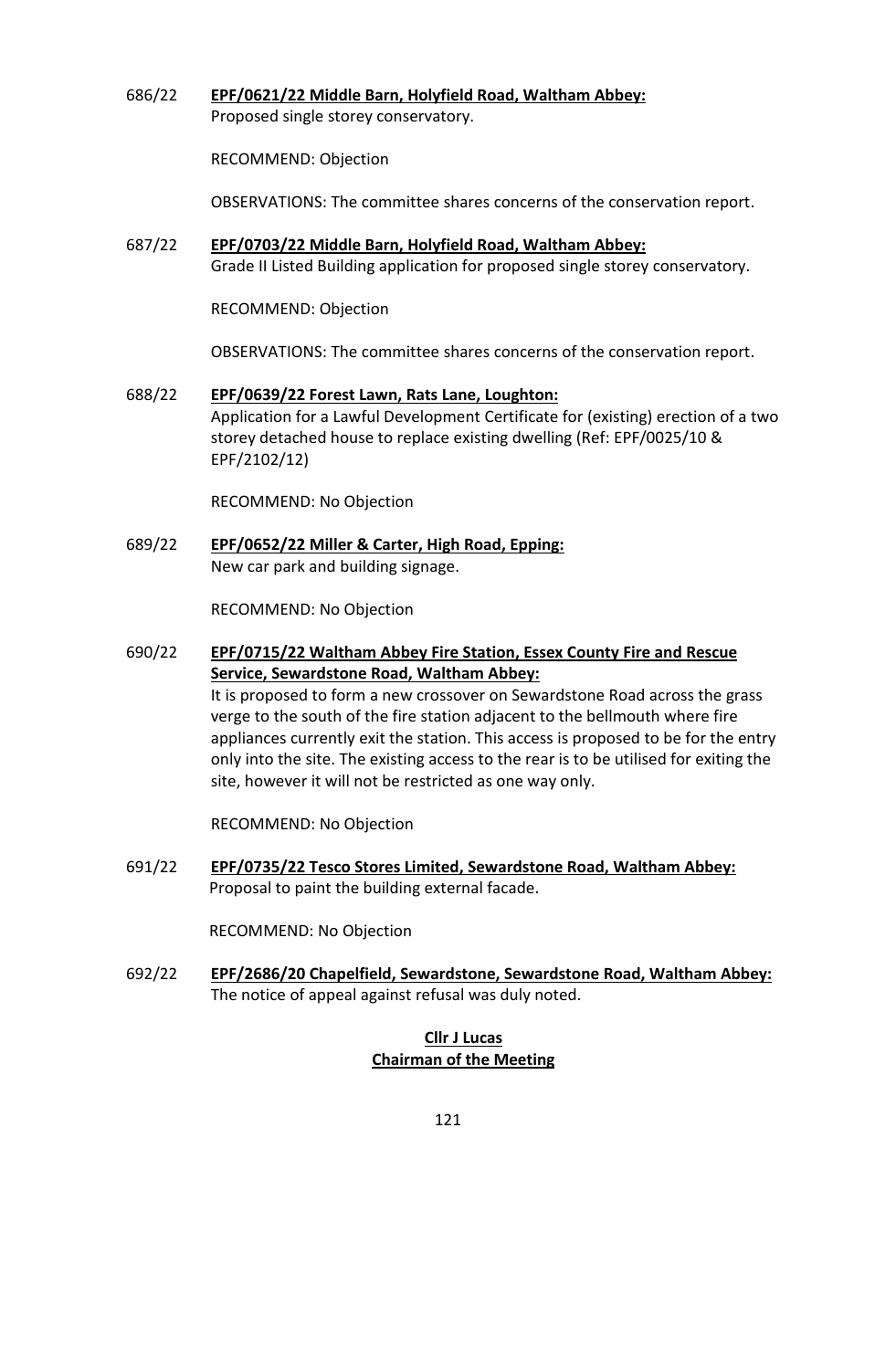686/22 **EPF/0621/22 Middle Barn, Holyfield Road, Waltham Abbey:**
Proposed single storey conservatory.

RECOMMEND: Objection

OBSERVATIONS: The committee shares concerns of the conservation report.

687/22 **EPF/0703/22 Middle Barn, Holyfield Road, Waltham Abbey:**
Grade II Listed Building application for proposed single storey conservatory.

RECOMMEND: Objection

OBSERVATIONS: The committee shares concerns of the conservation report.

688/22 **EPF/0639/22 Forest Lawn, Rats Lane, Loughton:**
Application for a Lawful Development Certificate for (existing) erection of a two storey detached house to replace existing dwelling (Ref: EPF/0025/10 & EPF/2102/12)

RECOMMEND: No Objection

689/22 **EPF/0652/22 Miller & Carter, High Road, Epping:**
New car park and building signage.

RECOMMEND: No Objection

690/22 **EPF/0715/22 Waltham Abbey Fire Station, Essex County Fire and Rescue Service, Sewardstone Road, Waltham Abbey:**
It is proposed to form a new crossover on Sewardstone Road across the grass verge to the south of the fire station adjacent to the bellmouth where fire appliances currently exit the station. This access is proposed to be for the entry only into the site. The existing access to the rear is to be utilised for exiting the site, however it will not be restricted as one way only.

RECOMMEND: No Objection

691/22 **EPF/0735/22 Tesco Stores Limited, Sewardstone Road, Waltham Abbey:**
Proposal to paint the building external facade.

RECOMMEND: No Objection

692/22 **EPF/2686/20 Chapelfield, Sewardstone, Sewardstone Road, Waltham Abbey:**
The notice of appeal against refusal was duly noted.

**Cllr J Lucas**
**Chairman of the Meeting**